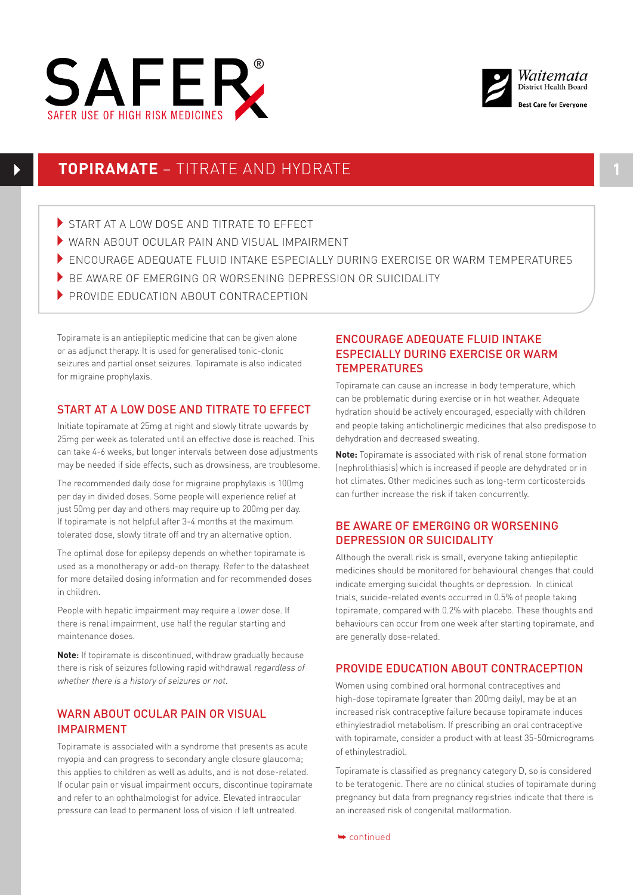SAFER®

SAFER USE OF HIGH RISK MEDICINES

Waitemata District Health Board

Best Care for Everyone

# TOPIRAMATE – TITRATE AND HYDRATE

- START AT A LOW DOSE AND TITRATE TO EFFECT
- WARN ABOUT OCULAR PAIN AND VISUAL IMPAIRMENT
- ENCOURAGE ADEQUATE FLUID INTAKE ESPECIALLY DURING EXERCISE OR WARM TEMPERATURES
- BE AWARE OF EMERGING OR WORSENING DEPRESSION OR SUICIDALITY
- PROVIDE EDUCATION ABOUT CONTRACEPTION

Topiramate is an antiepileptic medicine that can be given alone or as adjunct therapy. It is used for generalised tonic-clonic seizures and partial onset seizures. Topiramate is also indicated for migraine prophylaxis.

## START AT A LOW DOSE AND TITRATE TO EFFECT

Initiate topiramate at 25mg at night and slowly titrate upwards by 25mg per week as tolerated until an effective dose is reached. This can take 4-6 weeks, but longer intervals between dose adjustments may be needed if side effects, such as drowsiness, are troublesome.

The recommended daily dose for migraine prophylaxis is 100mg per day in divided doses. Some people will experience relief at just 50mg per day and others may require up to 200mg per day. If topiramate is not helpful after 3-4 months at the maximum tolerated dose, slowly titrate off and try an alternative option.

The optimal dose for epilepsy depends on whether topiramate is used as a monotherapy or add-on therapy. Refer to the datasheet for more detailed dosing information and for recommended doses in children.

People with hepatic impairment may require a lower dose. If there is renal impairment, use half the regular starting and maintenance doses.

**Note:** If topiramate is discontinued, withdraw gradually because there is risk of seizures following rapid withdrawal *regardless of whether there is a history of seizures or not*.

## WARN ABOUT OCULAR PAIN OR VISUAL IMPAIRMENT

Topiramate is associated with a syndrome that presents as acute myopia and can progress to secondary angle closure glaucoma; this applies to children as well as adults, and is not dose-related. If ocular pain or visual impairment occurs, discontinue topiramate and refer to an ophthalmologist for advice. Elevated intraocular pressure can lead to permanent loss of vision if left untreated.

## ENCOURAGE ADEQUATE FLUID INTAKE ESPECIALLY DURING EXERCISE OR WARM TEMPERATURES

Topiramate can cause an increase in body temperature, which can be problematic during exercise or in hot weather. Adequate hydration should be actively encouraged, especially with children and people taking anticholinergic medicines that also predispose to dehydration and decreased sweating.

**Note:** Topiramate is associated with risk of renal stone formation (nephrolithiasis) which is increased if people are dehydrated or in hot climates. Other medicines such as long-term corticosteroids can further increase the risk if taken concurrently.

## BE AWARE OF EMERGING OR WORSENING DEPRESSION OR SUICIDALITY

Although the overall risk is small, everyone taking antiepileptic medicines should be monitored for behavioural changes that could indicate emerging suicidal thoughts or depression. In clinical trials, suicide-related events occurred in 0.5% of people taking topiramate, compared with 0.2% with placebo. These thoughts and behaviours can occur from one week after starting topiramate, and are generally dose-related.

## PROVIDE EDUCATION ABOUT CONTRACEPTION

Women using combined oral hormonal contraceptives and high-dose topiramate (greater than 200mg daily), may be at an increased risk contraceptive failure because topiramate induces ethinylestradiol metabolism. If prescribing an oral contraceptive with topiramate, consider a product with at least 35-50micrograms of ethinylestradiol.

Topiramate is classified as pregnancy category D, so is considered to be teratogenic. There are no clinical studies of topiramate during pregnancy but data from pregnancy registries indicate that there is an increased risk of congenital malformation.

➥ continued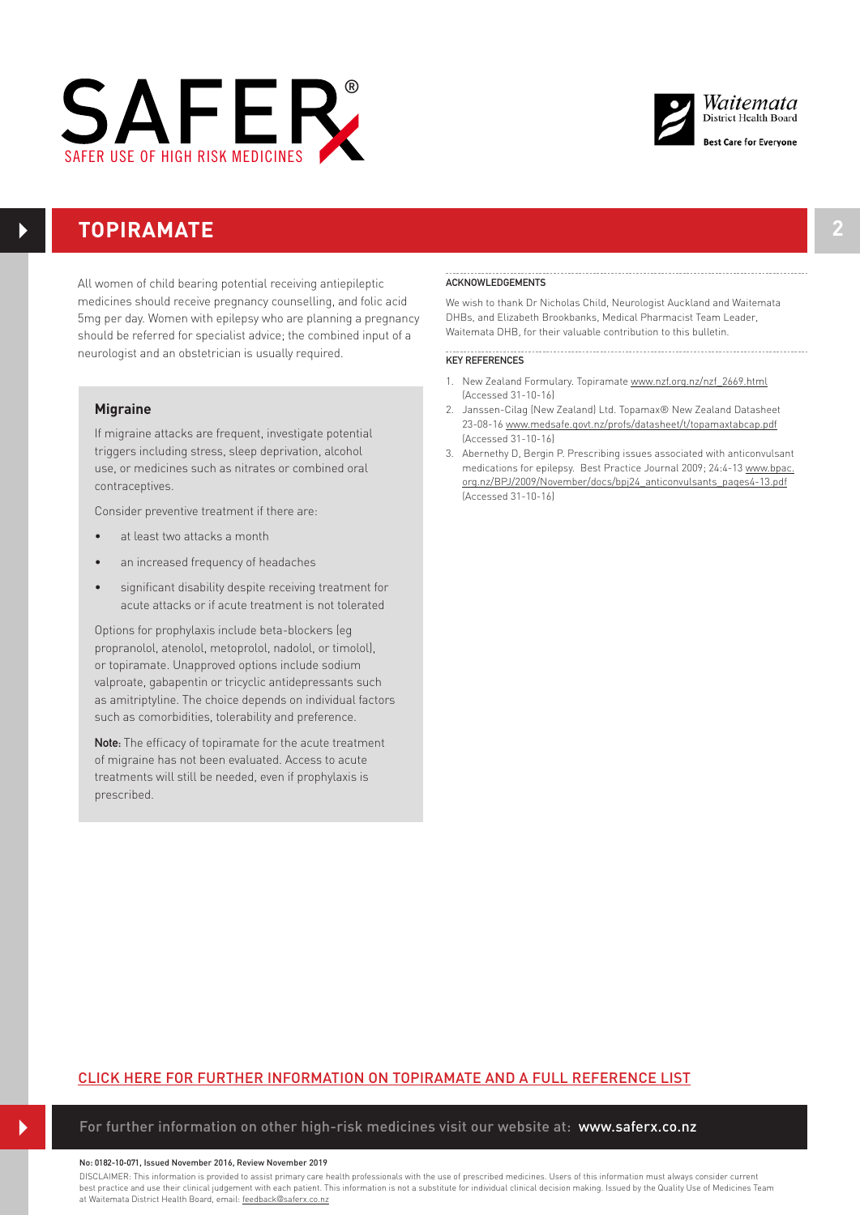# TOPIRAMATE

All women of child bearing potential receiving antiepileptic medicines should receive pregnancy counselling, and folic acid 5mg per day. Women with epilepsy who are planning a pregnancy should be referred for specialist advice; the combined input of a neurologist and an obstetrician is usually required.

## Migraine

If migraine attacks are frequent, investigate potential triggers including stress, sleep deprivation, alcohol use, or medicines such as nitrates or combined oral contraceptives.

Consider preventive treatment if there are:

- at least two attacks a month
- an increased frequency of headaches
- significant disability despite receiving treatment for acute attacks or if acute treatment is not tolerated

Options for prophylaxis include beta-blockers (eg propranolol, atenolol, metoprolol, nadolol, or timolol), or topiramate. Unapproved options include sodium valproate, gabapentin or tricyclic antidepressants such as amitriptyline. The choice depends on individual factors such as comorbidities, tolerability and preference.

**Note:** The efficacy of topiramate for the acute treatment of migraine has not been evaluated. Access to acute treatments will still be needed, even if prophylaxis is prescribed.

### ACKNOWLEDGEMENTS

We wish to thank Dr Nicholas Child, Neurologist Auckland and Waitemata DHBs, and Elizabeth Brookbanks, Medical Pharmacist Team Leader, Waitemata DHB, for their valuable contribution to this bulletin.

### KEY REFERENCES

1. New Zealand Formulary. Topiramate www.nzf.org.nz/nzf_2669.html (Accessed 31-10-16)
2. Janssen-Cilag (New Zealand) Ltd. Topamax® New Zealand Datasheet 23-08-16 www.medsafe.govt.nz/profs/datasheet/t/topamaxtabcap.pdf (Accessed 31-10-16)
3. Abernethy D, Bergin P. Prescribing issues associated with anticonvulsant medications for epilepsy. Best Practice Journal 2009; 24:4-13 www.bpac.org.nz/BPJ/2009/November/docs/bpj24_anticonvulsants_pages4-13.pdf (Accessed 31-10-16)

CLICK HERE FOR FURTHER INFORMATION ON TOPIRAMATE AND A FULL REFERENCE LIST

For further information on other high-risk medicines visit our website at: www.saferx.co.nz

No: 0182-10-071, Issued November 2016, Review November 2019

DISCLAIMER: This information is provided to assist primary care health professionals with the use of prescribed medicines. Users of this information must always consider current best practice and use their clinical judgement with each patient. This information is not a substitute for individual clinical decision making. Issued by the Quality Use of Medicines Team at Waitemata District Health Board, email: feedback@saferx.co.nz